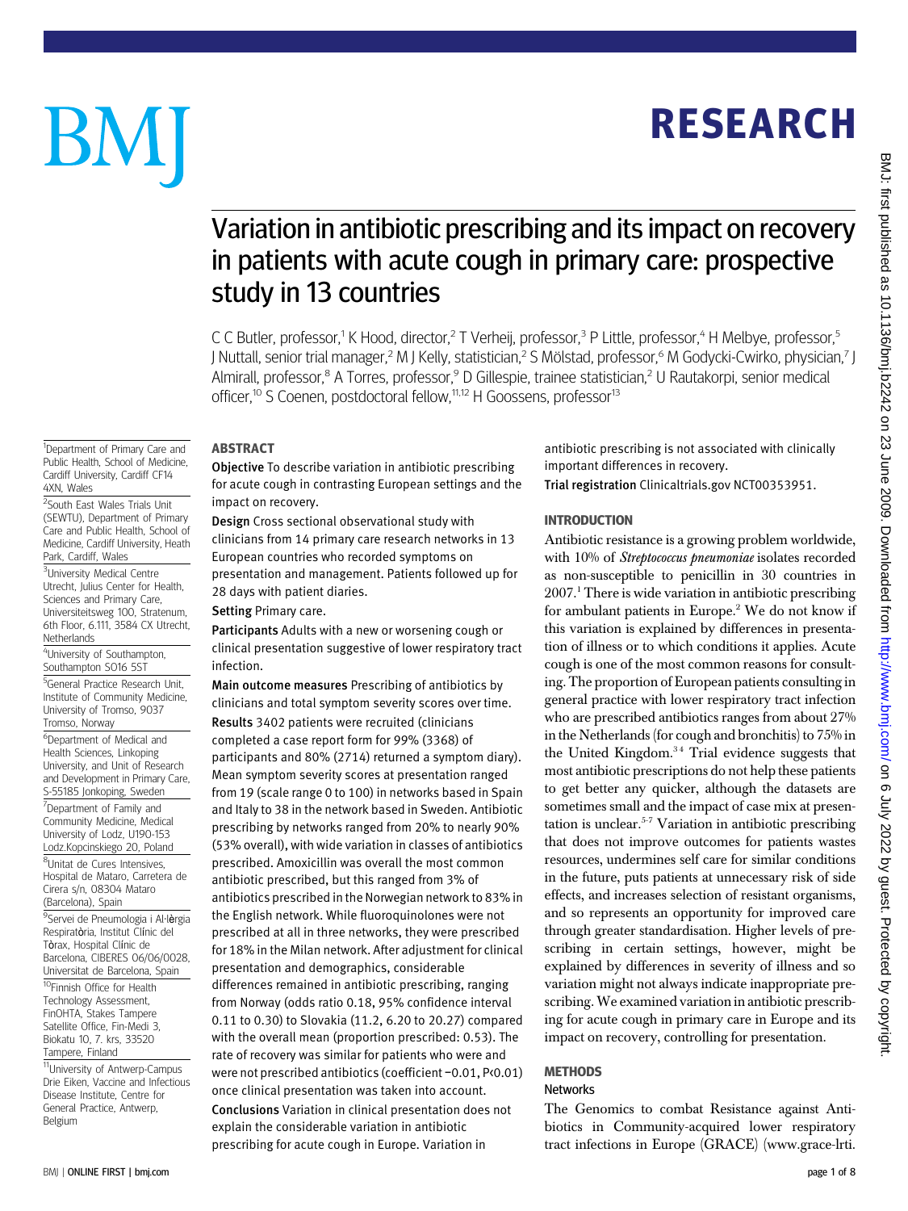# Variation in antibiotic prescribing and its impact on recovery in patients with acute cough in primary care: prospective study in 13 countries

C C Butler, professor,[1] K Hood, director,[2] T Verheij, professor,[3] P Little, professor,[4] H Melbye, professor,[5] J Nuttall, senior trial manager,[2] M J Kelly, statistician,[2] S Mölstad, professor,[6] M Godycki-Cwirko, physician,[7] J Almirall, professor,[8] A Torres, professor,[9] D Gillespie, trainee statistician,[2] U Rautakorpi, senior medical officer,[10] S Coenen, postdoctoral fellow,[11,12] H Goossens, professor[13]

[1]Department of Primary Care and Public Health, School of Medicine, Cardiff University, Cardiff CF14 4XN, Wales

[2]South East Wales Trials Unit (SEWTU), Department of Primary Care and Public Health, School of Medicine, Cardiff University, Heath Park, Cardiff, Wales

[3]University Medical Centre Utrecht, Julius Center for Health, Sciences and Primary Care, Universiteitsweg 100, Stratenum, 6th Floor, 6.111, 3584 CX Utrecht, Netherlands

[4]University of Southampton, Southampton SO16 5ST

[5]General Practice Research Unit, Institute of Community Medicine, University of Tromso, 9037 Tromso, Norway

[6]Department of Medical and Health Sciences, Linkoping University, and Unit of Research and Development in Primary Care, S-55185 Jonkoping, Sweden

[7]Department of Family and Community Medicine, Medical University of Lodz, U190-153 Lodz.Kopcinskiego 20, Poland

[8]Unitat de Cures Intensives, Hospital de Mataro, Carretera de Cirera s/n, 08304 Mataro (Barcelona), Spain

[9]Servei de Pneumologia i Al·lèrgia Respiratòria, Institut Clínic del Tòrax, Hospital Clínic de Barcelona, CIBERES 06/06/0028, Universitat de Barcelona, Spain

[10]Finnish Office for Health Technology Assessment, FinOHTA, Stakes Tampere Satellite Office, Fin-Medi 3, Biokatu 10, 7. krs, 33520 Tampere, Finland

[11]University of Antwerp-Campus Drie Eiken, Vaccine and Infectious Disease Institute, Centre for General Practice, Antwerp, Belgium

## ABSTRACT

**Objective** To describe variation in antibiotic prescribing for acute cough in contrasting European settings and the impact on recovery.

**Design** Cross sectional observational study with clinicians from 14 primary care research networks in 13 European countries who recorded symptoms on presentation and management. Patients followed up for 28 days with patient diaries.

**Setting** Primary care.

**Participants** Adults with a new or worsening cough or clinical presentation suggestive of lower respiratory tract infection.

**Main outcome measures** Prescribing of antibiotics by clinicians and total symptom severity scores over time.

**Results** 3402 patients were recruited (clinicians completed a case report form for 99% (3368) of participants and 80% (2714) returned a symptom diary). Mean symptom severity scores at presentation ranged from 19 (scale range 0 to 100) in networks based in Spain and Italy to 38 in the network based in Sweden. Antibiotic prescribing by networks ranged from 20% to nearly 90% (53% overall), with wide variation in classes of antibiotics prescribed. Amoxicillin was overall the most common antibiotic prescribed, but this ranged from 3% of antibiotics prescribed in the Norwegian network to 83% in the English network. While fluoroquinolones were not prescribed at all in three networks, they were prescribed for 18% in the Milan network. After adjustment for clinical presentation and demographics, considerable differences remained in antibiotic prescribing, ranging from Norway (odds ratio 0.18, 95% confidence interval 0.11 to 0.30) to Slovakia (11.2, 6.20 to 20.27) compared with the overall mean (proportion prescribed: 0.53). The rate of recovery was similar for patients who were and were not prescribed antibiotics (coefficient −0.01, P<0.01) once clinical presentation was taken into account.

**Conclusions** Variation in clinical presentation does not explain the considerable variation in antibiotic prescribing for acute cough in Europe. Variation in antibiotic prescribing is not associated with clinically important differences in recovery.

**Trial registration** Clinicaltrials.gov NCT00353951.

## INTRODUCTION

Antibiotic resistance is a growing problem worldwide, with 10% of *Streptococcus pneumoniae* isolates recorded as non-susceptible to penicillin in 30 countries in 2007.[1] There is wide variation in antibiotic prescribing for ambulant patients in Europe.[2] We do not know if this variation is explained by differences in presentation of illness or to which conditions it applies. Acute cough is one of the most common reasons for consulting. The proportion of European patients consulting in general practice with lower respiratory tract infection who are prescribed antibiotics ranges from about 27% in the Netherlands (for cough and bronchitis) to 75% in the United Kingdom.[3,4] Trial evidence suggests that most antibiotic prescriptions do not help these patients to get better any quicker, although the datasets are sometimes small and the impact of case mix at presentation is unclear.[5-7] Variation in antibiotic prescribing that does not improve outcomes for patients wastes resources, undermines self care for similar conditions in the future, puts patients at unnecessary risk of side effects, and increases selection of resistant organisms, and so represents an opportunity for improved care through greater standardisation. Higher levels of prescribing in certain settings, however, might be explained by differences in severity of illness and so variation might not always indicate inappropriate prescribing. We examined variation in antibiotic prescribing for acute cough in primary care in Europe and its impact on recovery, controlling for presentation.

## METHODS

### Networks

The Genomics to combat Resistance against Antibiotics in Community-acquired lower respiratory tract infections in Europe (GRACE) (www.grace-lrti.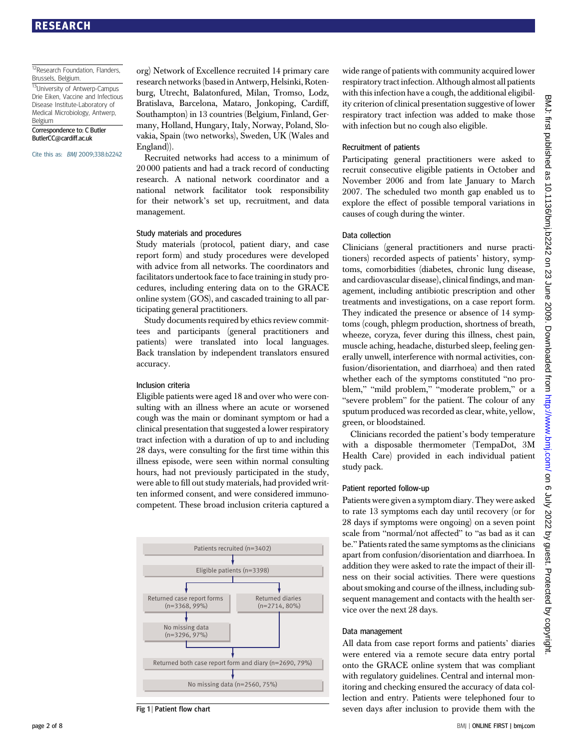[12]Research Foundation, Flanders, Brussels, Belgium.

[13]University of Antwerp-Campus Drie Eiken, Vaccine and Infectious Disease Institute-Laboratory of Medical Microbiology, Antwerp, Belgium

Correspondence to: C Butler ButlerCC@cardiff.ac.uk

Cite this as: *BMJ* 2009;338:b2242

org) Network of Excellence recruited 14 primary care research networks (based in Antwerp, Helsinki, Rotenburg, Utrecht, Balatonfured, Milan, Tromso, Lodz, Bratislava, Barcelona, Mataro, Jonkoping, Cardiff, Southampton) in 13 countries (Belgium, Finland, Germany, Holland, Hungary, Italy, Norway, Poland, Slovakia, Spain (two networks), Sweden, UK (Wales and England)).

Recruited networks had access to a minimum of 20 000 patients and had a track record of conducting research. A national network coordinator and a national network facilitator took responsibility for their network's set up, recruitment, and data management.

### Study materials and procedures

Study materials (protocol, patient diary, and case report form) and study procedures were developed with advice from all networks. The coordinators and facilitators undertook face to face training in study procedures, including entering data on to the GRACE online system (GOS), and cascaded training to all participating general practitioners.

Study documents required by ethics review committees and participants (general practitioners and patients) were translated into local languages. Back translation by independent translators ensured accuracy.

### Inclusion criteria

Eligible patients were aged 18 and over who were consulting with an illness where an acute or worsened cough was the main or dominant symptom or had a clinical presentation that suggested a lower respiratory tract infection with a duration of up to and including 28 days, were consulting for the first time within this illness episode, were seen within normal consulting hours, had not previously participated in the study, were able to fill out study materials, had provided written informed consent, and were considered immunocompetent. These broad inclusion criteria captured a wide range of patients with community acquired lower respiratory tract infection. Although almost all patients with this infection have a cough, the additional eligibility criterion of clinical presentation suggestive of lower respiratory tract infection was added to make those with infection but no cough also eligible.

Patients recruited (n=3402)
→ Eligible patients (n=3398)
→ Returned case report forms (n=3368, 99%) → No missing data (n=3296, 97%)
→ Returned diaries (n=2714, 80%)
→ Returned both case report form and diary (n=2690, 79%)
→ No missing data (n=2560, 75%)

**Fig 1** | Patient flow chart

### Recruitment of patients

Participating general practitioners were asked to recruit consecutive eligible patients in October and November 2006 and from late January to March 2007. The scheduled two month gap enabled us to explore the effect of possible temporal variations in causes of cough during the winter.

### Data collection

Clinicians (general practitioners and nurse practitioners) recorded aspects of patients' history, symptoms, comorbidities (diabetes, chronic lung disease, and cardiovascular disease), clinical findings, and management, including antibiotic prescription and other treatments and investigations, on a case report form. They indicated the presence or absence of 14 symptoms (cough, phlegm production, shortness of breath, wheeze, coryza, fever during this illness, chest pain, muscle aching, headache, disturbed sleep, feeling generally unwell, interference with normal activities, confusion/disorientation, and diarrhoea) and then rated whether each of the symptoms constituted "no problem," "mild problem," "moderate problem," or a "severe problem" for the patient. The colour of any sputum produced was recorded as clear, white, yellow, green, or bloodstained.

Clinicians recorded the patient's body temperature with a disposable thermometer (TempaDot, 3M Health Care) provided in each individual patient study pack.

### Patient reported follow-up

Patients were given a symptom diary. They were asked to rate 13 symptoms each day until recovery (or for 28 days if symptoms were ongoing) on a seven point scale from "normal/not affected" to "as bad as it can be." Patients rated the same symptoms as the clinicians apart from confusion/disorientation and diarrhoea. In addition they were asked to rate the impact of their illness on their social activities. There were questions about smoking and course of the illness, including subsequent management and contacts with the health service over the next 28 days.

### Data management

All data from case report forms and patients' diaries were entered via a remote secure data entry portal onto the GRACE online system that was compliant with regulatory guidelines. Central and internal monitoring and checking ensured the accuracy of data collection and entry. Patients were telephoned four to seven days after inclusion to provide them with the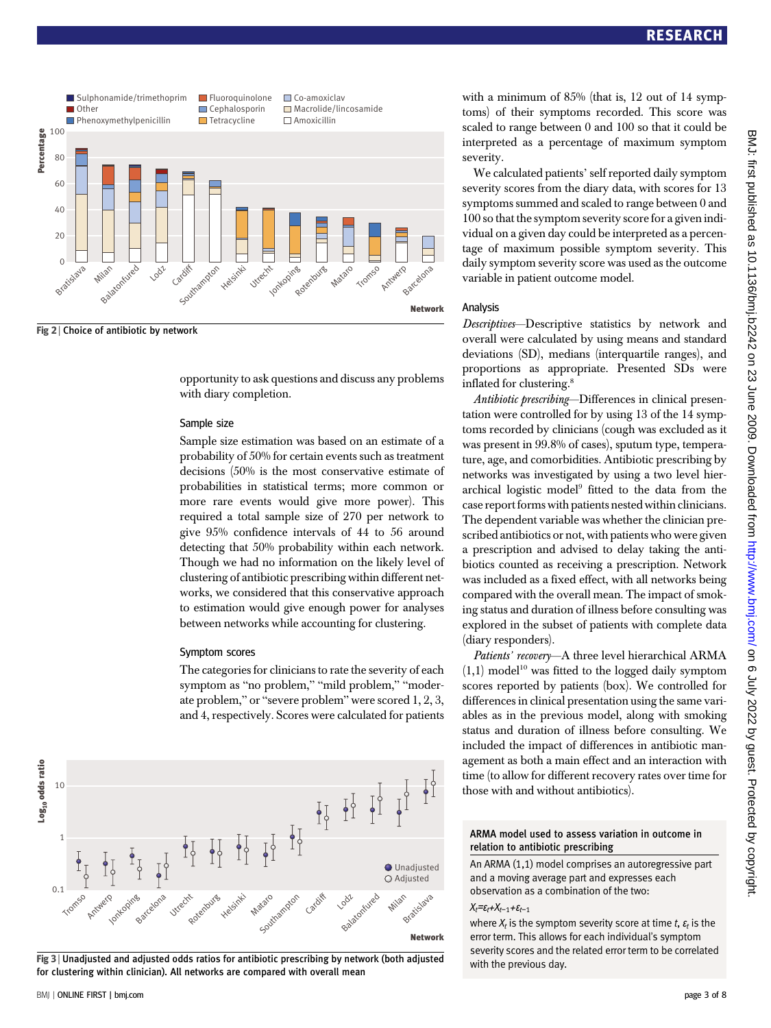Fig 2 | Choice of antibiotic by network

opportunity to ask questions and discuss any problems with diary completion.

### Sample size

Sample size estimation was based on an estimate of a probability of 50% for certain events such as treatment decisions (50% is the most conservative estimate of probabilities in statistical terms; more common or more rare events would give more power). This required a total sample size of 270 per network to give 95% confidence intervals of 44 to 56 around detecting that 50% probability within each network. Though we had no information on the likely level of clustering of antibiotic prescribing within different networks, we considered that this conservative approach to estimation would give enough power for analyses between networks while accounting for clustering.

### Symptom scores

The categories for clinicians to rate the severity of each symptom as "no problem," "mild problem," "moderate problem," or "severe problem" were scored 1, 2, 3, and 4, respectively. Scores were calculated for patients with a minimum of 85% (that is, 12 out of 14 symptoms) of their symptoms recorded. This score was scaled to range between 0 and 100 so that it could be interpreted as a percentage of maximum symptom severity.

We calculated patients' self reported daily symptom severity scores from the diary data, with scores for 13 symptoms summed and scaled to range between 0 and 100 so that the symptom severity score for a given individual on a given day could be interpreted as a percentage of maximum possible symptom severity. This daily symptom severity score was used as the outcome variable in patient outcome model.

Fig 3 | Unadjusted and adjusted odds ratios for antibiotic prescribing by network (both adjusted for clustering within clinician). All networks are compared with overall mean

### Analysis

*Descriptives*—Descriptive statistics by network and overall were calculated by using means and standard deviations (SD), medians (interquartile ranges), and proportions as appropriate. Presented SDs were inflated for clustering.[8]

*Antibiotic prescribing*—Differences in clinical presentation were controlled for by using 13 of the 14 symptoms recorded by clinicians (cough was excluded as it was present in 99.8% of cases), sputum type, temperature, age, and comorbidities. Antibiotic prescribing by networks was investigated by using a two level hierarchical logistic model[9] fitted to the data from the case report forms with patients nested within clinicians. The dependent variable was whether the clinician prescribed antibiotics or not, with patients who were given a prescription and advised to delay taking the antibiotics counted as receiving a prescription. Network was included as a fixed effect, with all networks being compared with the overall mean. The impact of smoking status and duration of illness before consulting was explored in the subset of patients with complete data (diary responders).

*Patients' recovery*—A three level hierarchical ARMA (1,1) model[10] was fitted to the logged daily symptom scores reported by patients (box). We controlled for differences in clinical presentation using the same variables as in the previous model, along with smoking status and duration of illness before consulting. We included the impact of differences in antibiotic management as both a main effect and an interaction with time (to allow for different recovery rates over time for those with and without antibiotics).

**ARMA model used to assess variation in outcome in relation to antibiotic prescribing**

An ARMA (1,1) model comprises an autoregressive part and a moving average part and expresses each observation as a combination of the two:

$X_t = \varepsilon_t + X_{t-1} + \varepsilon_{t-1}$

where $X_t$ is the symptom severity score at time $t$, $\varepsilon_t$ is the error term. This allows for each individual's symptom severity scores and the related error term to be correlated with the previous day.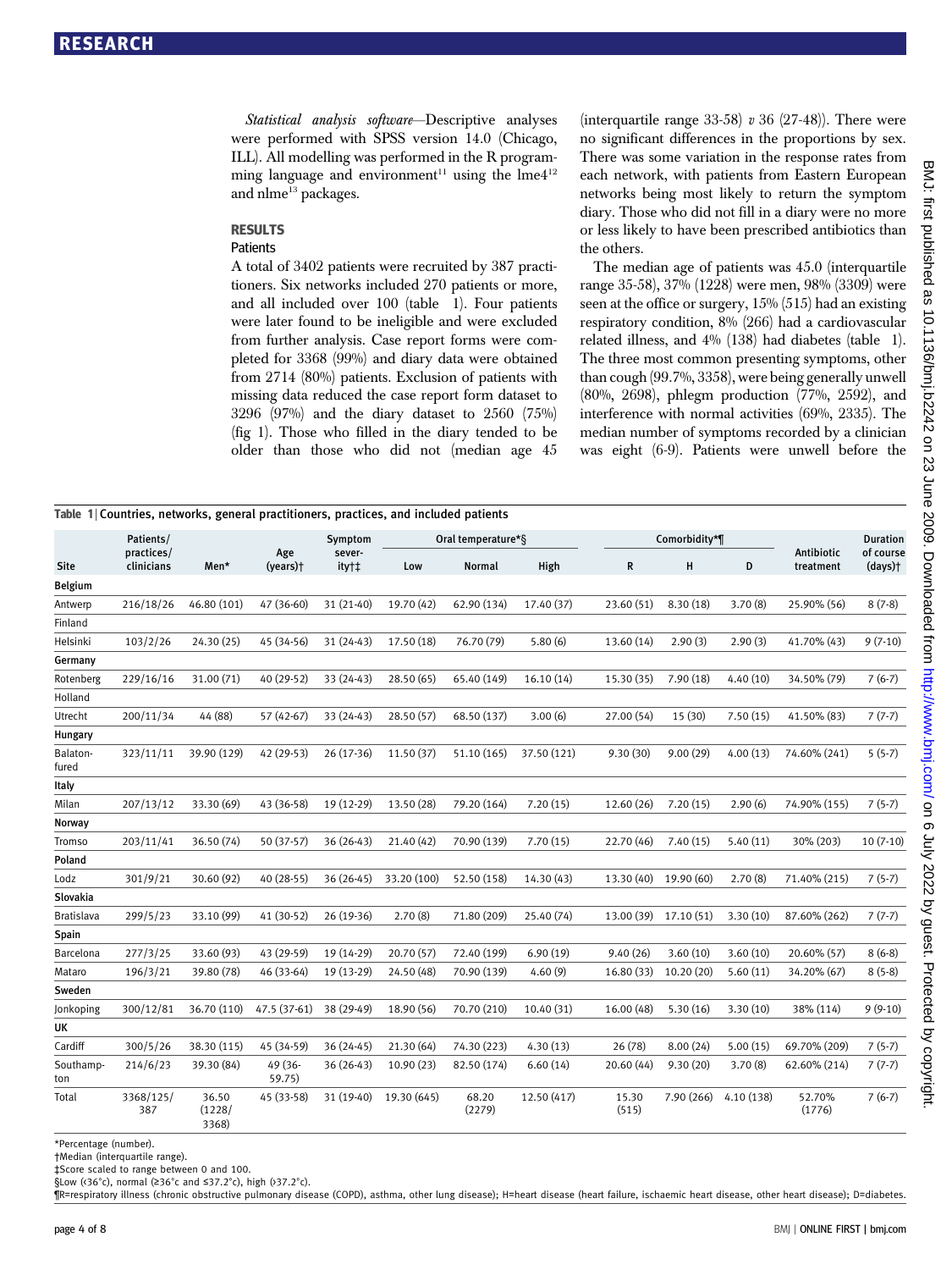*Statistical analysis software*—Descriptive analyses were performed with SPSS version 14.0 (Chicago, ILL). All modelling was performed in the R programming language and environment[11] using the lme4[12] and nlme[13] packages.

## RESULTS

### Patients

A total of 3402 patients were recruited by 387 practitioners. Six networks included 270 patients or more, and all included over 100 (table 1). Four patients were later found to be ineligible and were excluded from further analysis. Case report forms were completed for 3368 (99%) and diary data were obtained from 2714 (80%) patients. Exclusion of patients with missing data reduced the case report form dataset to 3296 (97%) and the diary dataset to 2560 (75%) (fig 1). Those who filled in the diary tended to be older than those who did not (median age 45 (interquartile range 33-58) *v* 36 (27-48)). There were no significant differences in the proportions by sex. There was some variation in the response rates from each network, with patients from Eastern European networks being most likely to return the symptom diary. Those who did not fill in a diary were no more or less likely to have been prescribed antibiotics than the others.

The median age of patients was 45.0 (interquartile range 35-58), 37% (1228) were men, 98% (3309) were seen at the office or surgery, 15% (515) had an existing respiratory condition, 8% (266) had a cardiovascular related illness, and 4% (138) had diabetes (table 1). The three most common presenting symptoms, other than cough (99.7%, 3358), were being generally unwell (80%, 2698), phlegm production (77%, 2592), and interference with normal activities (69%, 2335). The median number of symptoms recorded by a clinician was eight (6-9). Patients were unwell before the

**Table 1** | Countries, networks, general practitioners, practices, and included patients

| Site | Patients/ practices/ clinicians | Men* | Age (years)† | Symptom severity†‡ | Oral temperature*§ | | | Comorbidity*¶ | | | Antibiotic treatment | Duration of course (days)† |
|---|---|---|---|---|---|---|---|---|---|---|---|---|
| | | | | | Low | Normal | High | R | H | D | | |
| **Belgium** | | | | | | | | | | | | |
| Antwerp | 216/18/26 | 46.80 (101) | 47 (36-60) | 31 (21-40) | 19.70 (42) | 62.90 (134) | 17.40 (37) | 23.60 (51) | 8.30 (18) | 3.70 (8) | 25.90% (56) | 8 (7-8) |
| **Finland** | | | | | | | | | | | | |
| Helsinki | 103/2/26 | 24.30 (25) | 45 (34-56) | 31 (24-43) | 17.50 (18) | 76.70 (79) | 5.80 (6) | 13.60 (14) | 2.90 (3) | 2.90 (3) | 41.70% (43) | 9 (7-10) |
| **Germany** | | | | | | | | | | | | |
| Rotenberg | 229/16/16 | 31.00 (71) | 40 (29-52) | 33 (24-43) | 28.50 (65) | 65.40 (149) | 16.10 (14) | 15.30 (35) | 7.90 (18) | 4.40 (10) | 34.50% (79) | 7 (6-7) |
| **Holland** | | | | | | | | | | | | |
| Utrecht | 200/11/34 | 44 (88) | 57 (42-67) | 33 (24-43) | 28.50 (57) | 68.50 (137) | 3.00 (6) | 27.00 (54) | 15 (30) | 7.50 (15) | 41.50% (83) | 7 (7-7) |
| **Hungary** | | | | | | | | | | | | |
| Balatonfured | 323/11/11 | 39.90 (129) | 42 (29-53) | 26 (17-36) | 11.50 (37) | 51.10 (165) | 37.50 (121) | 9.30 (30) | 9.00 (29) | 4.00 (13) | 74.60% (241) | 5 (5-7) |
| **Italy** | | | | | | | | | | | | |
| Milan | 207/13/12 | 33.30 (69) | 43 (36-58) | 19 (12-29) | 13.50 (28) | 79.20 (164) | 7.20 (15) | 12.60 (26) | 7.20 (15) | 2.90 (6) | 74.90% (155) | 7 (5-7) |
| **Norway** | | | | | | | | | | | | |
| Tromso | 203/11/41 | 36.50 (74) | 50 (37-57) | 36 (26-43) | 21.40 (42) | 70.90 (139) | 7.70 (15) | 22.70 (46) | 7.40 (15) | 5.40 (11) | 30% (203) | 10 (7-10) |
| **Poland** | | | | | | | | | | | | |
| Lodz | 301/9/21 | 30.60 (92) | 40 (28-55) | 36 (26-45) | 33.20 (100) | 52.50 (158) | 14.30 (43) | 13.30 (40) | 19.90 (60) | 2.70 (8) | 71.40% (215) | 7 (5-7) |
| **Slovakia** | | | | | | | | | | | | |
| Bratislava | 299/5/23 | 33.10 (99) | 41 (30-52) | 26 (19-36) | 2.70 (8) | 71.80 (209) | 25.40 (74) | 13.00 (39) | 17.10 (51) | 3.30 (10) | 87.60% (262) | 7 (7-7) |
| **Spain** | | | | | | | | | | | | |
| Barcelona | 277/3/25 | 33.60 (93) | 43 (29-59) | 19 (14-29) | 20.70 (57) | 72.40 (199) | 6.90 (19) | 9.40 (26) | 3.60 (10) | 3.60 (10) | 20.60% (57) | 8 (6-8) |
| Mataro | 196/3/21 | 39.80 (78) | 46 (33-64) | 19 (13-29) | 24.50 (48) | 70.90 (139) | 4.60 (9) | 16.80 (33) | 10.20 (20) | 5.60 (11) | 34.20% (67) | 8 (5-8) |
| **Sweden** | | | | | | | | | | | | |
| Jonkoping | 300/12/81 | 36.70 (110) | 47.5 (37-61) | 38 (29-49) | 18.90 (56) | 70.70 (210) | 10.40 (31) | 16.00 (48) | 5.30 (16) | 3.30 (10) | 38% (114) | 9 (9-10) |
| **UK** | | | | | | | | | | | | |
| Cardiff | 300/5/26 | 38.30 (115) | 45 (34-59) | 36 (24-45) | 21.30 (64) | 74.30 (223) | 4.30 (13) | 26 (78) | 8.00 (24) | 5.00 (15) | 69.70% (209) | 7 (5-7) |
| Southampton | 214/6/23 | 39.30 (84) | 49 (36-59.75) | 36 (26-43) | 10.90 (23) | 82.50 (174) | 6.60 (14) | 20.60 (44) | 9.30 (20) | 3.70 (8) | 62.60% (214) | 7 (7-7) |
| Total | 3368/125/387 | 36.50 (1228/3368) | 45 (33-58) | 31 (19-40) | 19.30 (645) | 68.20 (2279) | 12.50 (417) | 15.30 (515) | 7.90 (266) | 4.10 (138) | 52.70% (1776) | 7 (6-7) |

*Percentage (number).
†Median (interquartile range).
‡Score scaled to range between 0 and 100.
§Low (<36°c), normal (≥36°c and ≤37.2°c), high (>37.2°c).
¶R=respiratory illness (chronic obstructive pulmonary disease (COPD), asthma, other lung disease); H=heart disease (heart failure, ischaemic heart disease, other heart disease); D=diabetes.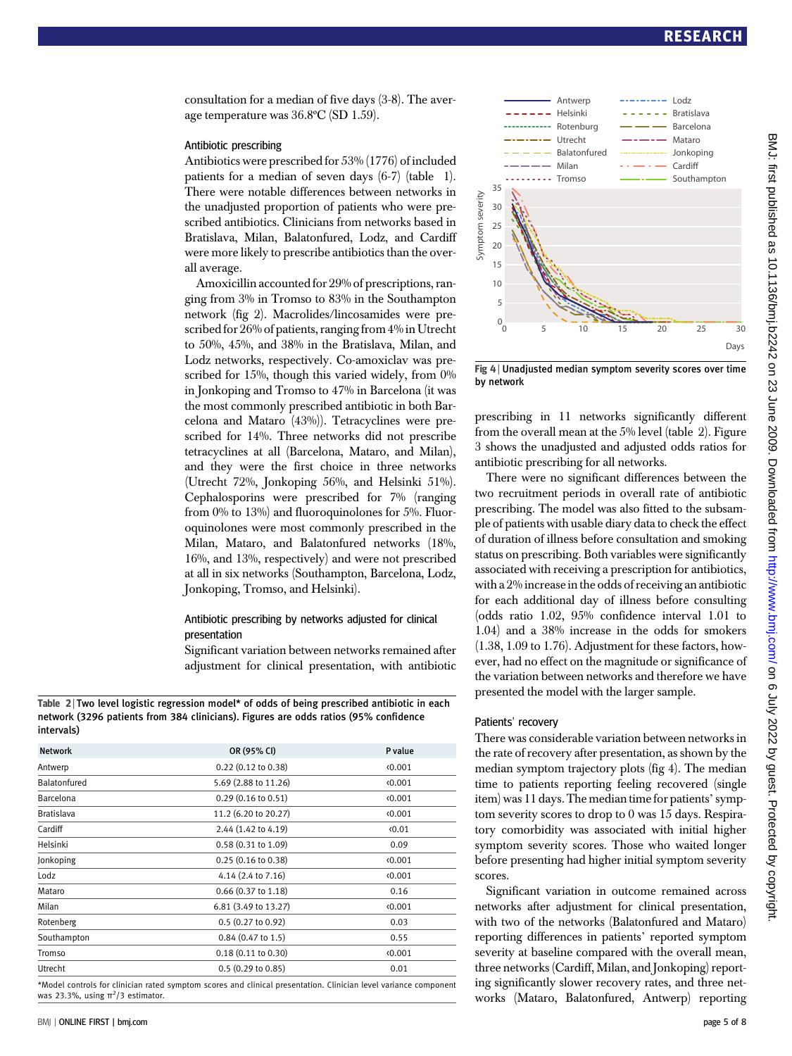consultation for a median of five days (3-8). The average temperature was 36.8°C (SD 1.59).

### Antibiotic prescribing

Antibiotics were prescribed for 53% (1776) of included patients for a median of seven days (6-7) (table 1). There were notable differences between networks in the unadjusted proportion of patients who were prescribed antibiotics. Clinicians from networks based in Bratislava, Milan, Balatonfured, Lodz, and Cardiff were more likely to prescribe antibiotics than the overall average.

Amoxicillin accounted for 29% of prescriptions, ranging from 3% in Tromso to 83% in the Southampton network (fig 2). Macrolides/lincosamides were prescribed for 26% of patients, ranging from 4% in Utrecht to 50%, 45%, and 38% in the Bratislava, Milan, and Lodz networks, respectively. Co-amoxiclav was prescribed for 15%, though this varied widely, from 0% in Jonkoping and Tromso to 47% in Barcelona (it was the most commonly prescribed antibiotic in both Barcelona and Mataro (43%)). Tetracyclines were prescribed for 14%. Three networks did not prescribe tetracyclines at all (Barcelona, Mataro, and Milan), and they were the first choice in three networks (Utrecht 72%, Jonkoping 56%, and Helsinki 51%). Cephalosporins were prescribed for 7% (ranging from 0% to 13%) and fluoroquinolones for 5%. Fluoroquinolones were most commonly prescribed in the Milan, Mataro, and Balatonfured networks (18%, 16%, and 13%, respectively) and were not prescribed at all in six networks (Southampton, Barcelona, Lodz, Jonkoping, Tromso, and Helsinki).

### Antibiotic prescribing by networks adjusted for clinical presentation

Significant variation between networks remained after adjustment for clinical presentation, with antibiotic prescribing in 11 networks significantly different from the overall mean at the 5% level (table 2). Figure 3 shows the unadjusted and adjusted odds ratios for antibiotic prescribing for all networks.

There were no significant differences between the two recruitment periods in overall rate of antibiotic prescribing. The model was also fitted to the subsample of patients with usable diary data to check the effect of duration of illness before consultation and smoking status on prescribing. Both variables were significantly associated with receiving a prescription for antibiotics, with a 2% increase in the odds of receiving an antibiotic for each additional day of illness before consulting (odds ratio 1.02, 95% confidence interval 1.01 to 1.04) and a 38% increase in the odds for smokers (1.38, 1.09 to 1.76). Adjustment for these factors, however, had no effect on the magnitude or significance of the variation between networks and therefore we have presented the model with the larger sample.

**Table 2** | Two level logistic regression model* of odds of being prescribed antibiotic in each network (3296 patients from 384 clinicians). Figures are odds ratios (95% confidence intervals)

| Network | OR (95% CI) | P value |
|---|---|---|
| Antwerp | 0.22 (0.12 to 0.38) | <0.001 |
| Balatonfured | 5.69 (2.88 to 11.26) | <0.001 |
| Barcelona | 0.29 (0.16 to 0.51) | <0.001 |
| Bratislava | 11.2 (6.20 to 20.27) | <0.001 |
| Cardiff | 2.44 (1.42 to 4.19) | <0.01 |
| Helsinki | 0.58 (0.31 to 1.09) | 0.09 |
| Jonkoping | 0.25 (0.16 to 0.38) | <0.001 |
| Lodz | 4.14 (2.4 to 7.16) | <0.001 |
| Mataro | 0.66 (0.37 to 1.18) | 0.16 |
| Milan | 6.81 (3.49 to 13.27) | <0.001 |
| Rotenberg | 0.5 (0.27 to 0.92) | 0.03 |
| Southampton | 0.84 (0.47 to 1.5) | 0.55 |
| Tromso | 0.18 (0.11 to 0.30) | <0.001 |
| Utrecht | 0.5 (0.29 to 0.85) | 0.01 |

*Model controls for clinician rated symptom scores and clinical presentation. Clinician level variance component was 23.3%, using $\pi^2/3$ estimator.

**Fig 4** | Unadjusted median symptom severity scores over time by network

### Patients' recovery

There was considerable variation between networks in the rate of recovery after presentation, as shown by the median symptom trajectory plots (fig 4). The median time to patients reporting feeling recovered (single item) was 11 days. The median time for patients' symptom severity scores to drop to 0 was 15 days. Respiratory comorbidity was associated with initial higher symptom severity scores. Those who waited longer before presenting had higher initial symptom severity scores.

Significant variation in outcome remained across networks after adjustment for clinical presentation, with two of the networks (Balatonfured and Mataro) reporting differences in patients' reported symptom severity at baseline compared with the overall mean, three networks (Cardiff, Milan, and Jonkoping) reporting significantly slower recovery rates, and three networks (Mataro, Balatonfured, Antwerp) reporting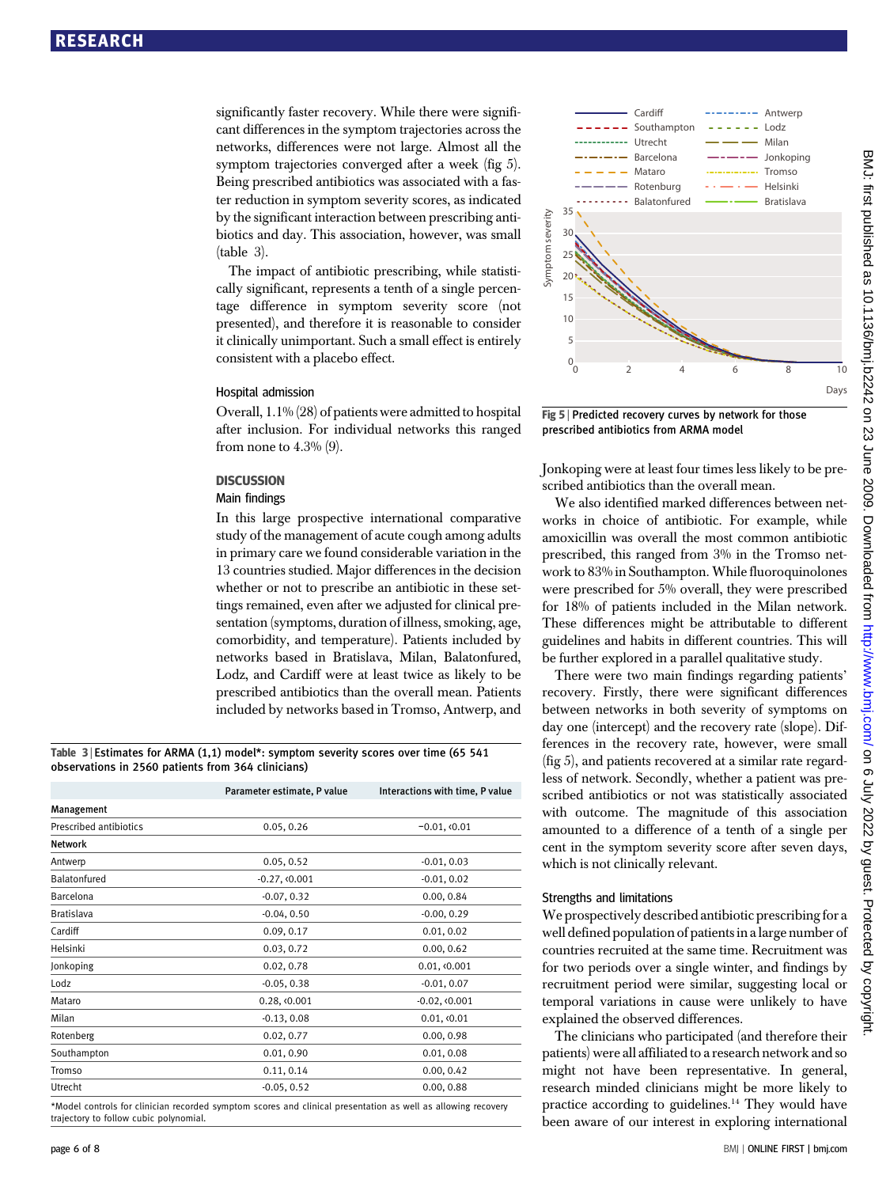significantly faster recovery. While there were significant differences in the symptom trajectories across the networks, differences were not large. Almost all the symptom trajectories converged after a week (fig 5). Being prescribed antibiotics was associated with a faster reduction in symptom severity scores, as indicated by the significant interaction between prescribing antibiotics and day. This association, however, was small (table 3).

The impact of antibiotic prescribing, while statistically significant, represents a tenth of a single percentage difference in symptom severity score (not presented), and therefore it is reasonable to consider it clinically unimportant. Such a small effect is entirely consistent with a placebo effect.

### Hospital admission

Overall, 1.1% (28) of patients were admitted to hospital after inclusion. For individual networks this ranged from none to 4.3% (9).

## DISCUSSION

### Main findings

In this large prospective international comparative study of the management of acute cough among adults in primary care we found considerable variation in the 13 countries studied. Major differences in the decision whether or not to prescribe an antibiotic in these settings remained, even after we adjusted for clinical presentation (symptoms, duration of illness, smoking, age, comorbidity, and temperature). Patients included by networks based in Bratislava, Milan, Balatonfured, Lodz, and Cardiff were at least twice as likely to be prescribed antibiotics than the overall mean. Patients included by networks based in Tromso, Antwerp, and Jonkoping were at least four times less likely to be prescribed antibiotics than the overall mean.

**Table 3 | Estimates for ARMA (1,1) model\*: symptom severity scores over time (65 541 observations in 2560 patients from 364 clinicians)**

| | Parameter estimate, P value | Interactions with time, P value |
|---|---|---|
| **Management** | | |
| Prescribed antibiotics | 0.05, 0.26 | −0.01, <0.01 |
| **Network** | | |
| Antwerp | 0.05, 0.52 | -0.01, 0.03 |
| Balatonfured | -0.27, <0.001 | -0.01, 0.02 |
| Barcelona | -0.07, 0.32 | 0.00, 0.84 |
| Bratislava | -0.04, 0.50 | -0.00, 0.29 |
| Cardiff | 0.09, 0.17 | 0.01, 0.02 |
| Helsinki | 0.03, 0.72 | 0.00, 0.62 |
| Jonkoping | 0.02, 0.78 | 0.01, <0.001 |
| Lodz | -0.05, 0.38 | -0.01, 0.07 |
| Mataro | 0.28, <0.001 | -0.02, <0.001 |
| Milan | -0.13, 0.08 | 0.01, <0.01 |
| Rotenberg | 0.02, 0.77 | 0.00, 0.98 |
| Southampton | 0.01, 0.90 | 0.01, 0.08 |
| Tromso | 0.11, 0.14 | 0.00, 0.42 |
| Utrecht | -0.05, 0.52 | 0.00, 0.88 |

\*Model controls for clinician recorded symptom scores and clinical presentation as well as allowing recovery trajectory to follow cubic polynomial.

**Fig 5 | Predicted recovery curves by network for those prescribed antibiotics from ARMA model**

We also identified marked differences between networks in choice of antibiotic. For example, while amoxicillin was overall the most common antibiotic prescribed, this ranged from 3% in the Tromso network to 83% in Southampton. While fluoroquinolones were prescribed for 5% overall, they were prescribed for 18% of patients included in the Milan network. These differences might be attributable to different guidelines and habits in different countries. This will be further explored in a parallel qualitative study.

There were two main findings regarding patients' recovery. Firstly, there were significant differences between networks in both severity of symptoms on day one (intercept) and the recovery rate (slope). Differences in the recovery rate, however, were small (fig 5), and patients recovered at a similar rate regardless of network. Secondly, whether a patient was prescribed antibiotics or not was statistically associated with outcome. The magnitude of this association amounted to a difference of a tenth of a single per cent in the symptom severity score after seven days, which is not clinically relevant.

### Strengths and limitations

We prospectively described antibiotic prescribing for a well defined population of patients in a large number of countries recruited at the same time. Recruitment was for two periods over a single winter, and findings by recruitment period were similar, suggesting local or temporal variations in cause were unlikely to have explained the observed differences.

The clinicians who participated (and therefore their patients) were all affiliated to a research network and so might not have been representative. In general, research minded clinicians might be more likely to practice according to guidelines.[14] They would have been aware of our interest in exploring international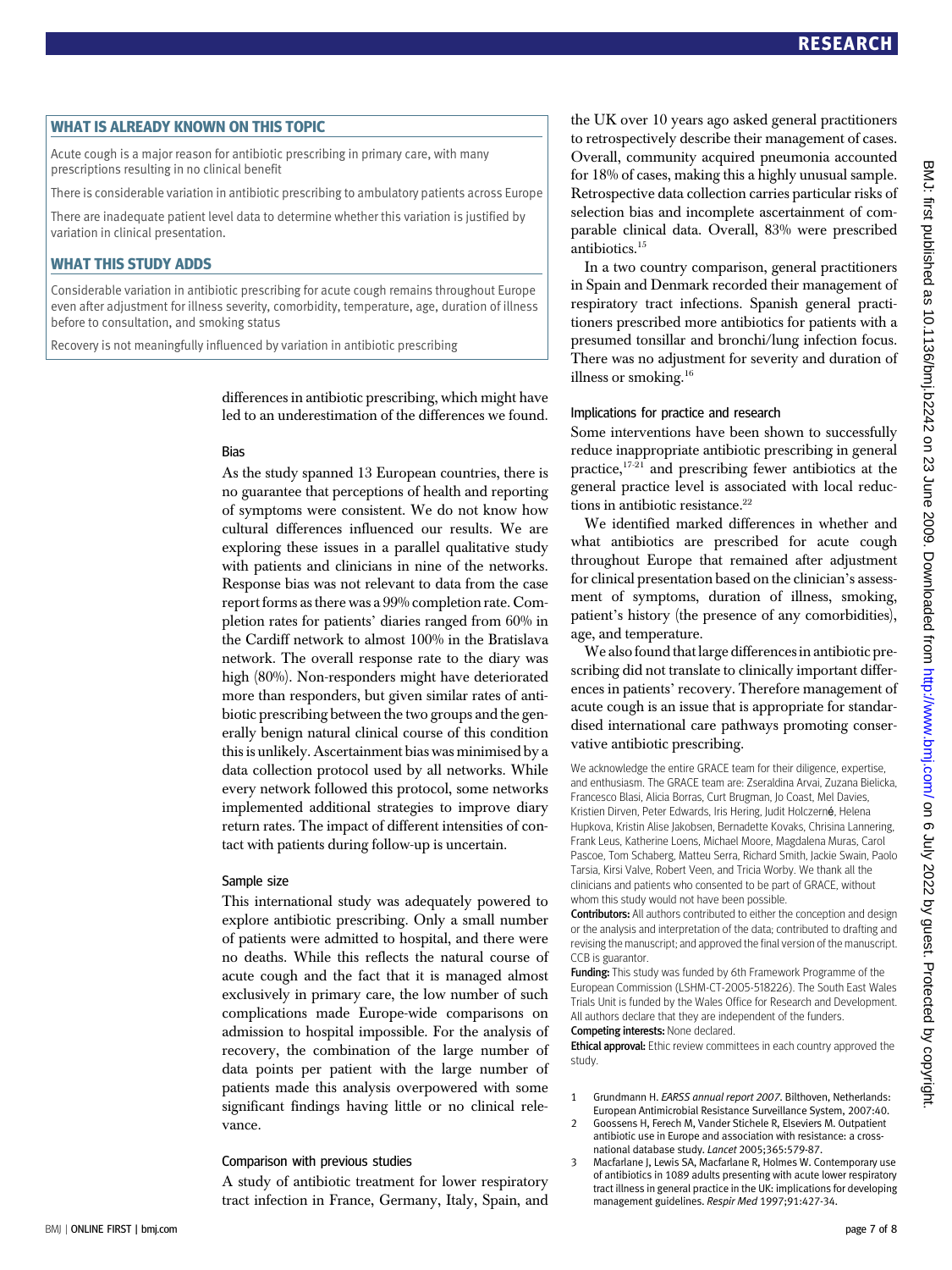## WHAT IS ALREADY KNOWN ON THIS TOPIC

Acute cough is a major reason for antibiotic prescribing in primary care, with many prescriptions resulting in no clinical benefit

There is considerable variation in antibiotic prescribing to ambulatory patients across Europe

There are inadequate patient level data to determine whether this variation is justified by variation in clinical presentation.

## WHAT THIS STUDY ADDS

Considerable variation in antibiotic prescribing for acute cough remains throughout Europe even after adjustment for illness severity, comorbidity, temperature, age, duration of illness before to consultation, and smoking status

Recovery is not meaningfully influenced by variation in antibiotic prescribing

differences in antibiotic prescribing, which might have led to an underestimation of the differences we found.

### Bias

As the study spanned 13 European countries, there is no guarantee that perceptions of health and reporting of symptoms were consistent. We do not know how cultural differences influenced our results. We are exploring these issues in a parallel qualitative study with patients and clinicians in nine of the networks. Response bias was not relevant to data from the case report forms as there was a 99% completion rate. Completion rates for patients' diaries ranged from 60% in the Cardiff network to almost 100% in the Bratislava network. The overall response rate to the diary was high (80%). Non-responders might have deteriorated more than responders, but given similar rates of antibiotic prescribing between the two groups and the generally benign natural clinical course of this condition this is unlikely. Ascertainment bias was minimised by a data collection protocol used by all networks. While every network followed this protocol, some networks implemented additional strategies to improve diary return rates. The impact of different intensities of contact with patients during follow-up is uncertain.

### Sample size

This international study was adequately powered to explore antibiotic prescribing. Only a small number of patients were admitted to hospital, and there were no deaths. While this reflects the natural course of acute cough and the fact that it is managed almost exclusively in primary care, the low number of such complications made Europe-wide comparisons on admission to hospital impossible. For the analysis of recovery, the combination of the large number of data points per patient with the large number of patients made this analysis overpowered with some significant findings having little or no clinical relevance.

### Comparison with previous studies

A study of antibiotic treatment for lower respiratory tract infection in France, Germany, Italy, Spain, and the UK over 10 years ago asked general practitioners to retrospectively describe their management of cases. Overall, community acquired pneumonia accounted for 18% of cases, making this a highly unusual sample. Retrospective data collection carries particular risks of selection bias and incomplete ascertainment of comparable clinical data. Overall, 83% were prescribed antibiotics.[15]

In a two country comparison, general practitioners in Spain and Denmark recorded their management of respiratory tract infections. Spanish general practitioners prescribed more antibiotics for patients with a presumed tonsillar and bronchi/lung infection focus. There was no adjustment for severity and duration of illness or smoking.[16]

### Implications for practice and research

Some interventions have been shown to successfully reduce inappropriate antibiotic prescribing in general practice,[17-21] and prescribing fewer antibiotics at the general practice level is associated with local reductions in antibiotic resistance.[22]

We identified marked differences in whether and what antibiotics are prescribed for acute cough throughout Europe that remained after adjustment for clinical presentation based on the clinician's assessment of symptoms, duration of illness, smoking, patient's history (the presence of any comorbidities), age, and temperature.

We also found that large differences in antibiotic prescribing did not translate to clinically important differences in patients' recovery. Therefore management of acute cough is an issue that is appropriate for standardised international care pathways promoting conservative antibiotic prescribing.

We acknowledge the entire GRACE team for their diligence, expertise, and enthusiasm. The GRACE team are: Zseraldina Arvai, Zuzana Bielicka, Francesco Blasi, Alicia Borras, Curt Brugman, Jo Coast, Mel Davies, Kristien Dirven, Peter Edwards, Iris Hering, Judit Holczerné, Helena Hupkova, Kristin Alise Jakobsen, Bernadette Kovaks, Chrisina Lannering, Frank Leus, Katherine Loens, Michael Moore, Magdalena Muras, Carol Pascoe, Tom Schaberg, Matteu Serra, Richard Smith, Jackie Swain, Paolo Tarsia, Kirsi Valve, Robert Veen, and Tricia Worby. We thank all the clinicians and patients who consented to be part of GRACE, without whom this study would not have been possible.

**Contributors:** All authors contributed to either the conception and design or the analysis and interpretation of the data; contributed to drafting and revising the manuscript; and approved the final version of the manuscript. CCB is guarantor.

**Funding:** This study was funded by 6th Framework Programme of the European Commission (LSHM-CT-2005-518226). The South East Wales Trials Unit is funded by the Wales Office for Research and Development. All authors declare that they are independent of the funders.

**Competing interests:** None declared.

**Ethical approval:** Ethic review committees in each country approved the study.

1. Grundmann H. *EARSS annual report 2007*. Bilthoven, Netherlands: European Antimicrobial Resistance Surveillance System, 2007:40.
2. Goossens H, Ferech M, Vander Stichele R, Elseviers M. Outpatient antibiotic use in Europe and association with resistance: a cross-national database study. *Lancet* 2005;365:579-87.
3. Macfarlane J, Lewis SA, Macfarlane R, Holmes W. Contemporary use of antibiotics in 1089 adults presenting with acute lower respiratory tract illness in general practice in the UK: implications for developing management guidelines. *Respir Med* 1997;91:427-34.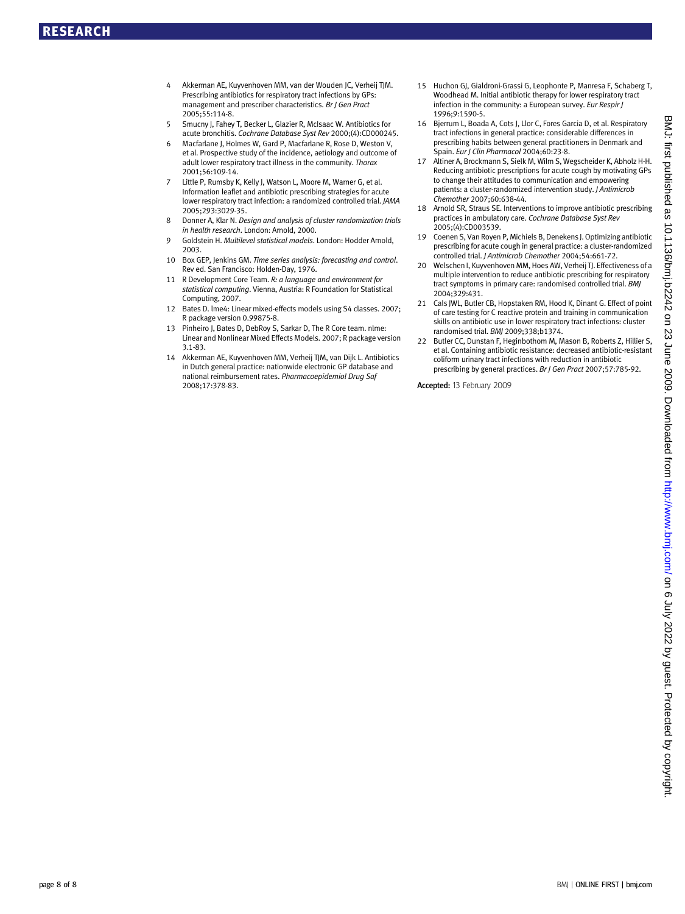4 Akkerman AE, Kuyvenhoven MM, van der Wouden JC, Verheij TJM. Prescribing antibiotics for respiratory tract infections by GPs: management and prescriber characteristics. *Br J Gen Pract* 2005;55:114-8.
5 Smucny J, Fahey T, Becker L, Glazier R, McIsaac W. Antibiotics for acute bronchitis. *Cochrane Database Syst Rev* 2000;(4):CD000245.
6 Macfarlane J, Holmes W, Gard P, Macfarlane R, Rose D, Weston V, et al. Prospective study of the incidence, aetiology and outcome of adult lower respiratory tract illness in the community. *Thorax* 2001;56:109-14.
7 Little P, Rumsby K, Kelly J, Watson L, Moore M, Warner G, et al. Information leaflet and antibiotic prescribing strategies for acute lower respiratory tract infection: a randomized controlled trial. *JAMA* 2005;293:3029-35.
8 Donner A, Klar N. *Design and analysis of cluster randomization trials in health research*. London: Arnold, 2000.
9 Goldstein H. *Multilevel statistical models*. London: Hodder Arnold, 2003.
10 Box GEP, Jenkins GM. *Time series analysis: forecasting and control*. Rev ed. San Francisco: Holden-Day, 1976.
11 R Development Core Team. *R: a language and environment for statistical computing*. Vienna, Austria: R Foundation for Statistical Computing, 2007.
12 Bates D. lme4: Linear mixed-effects models using S4 classes. 2007; R package version 0.99875-8.
13 Pinheiro J, Bates D, DebRoy S, Sarkar D, The R Core team. nlme: Linear and Nonlinear Mixed Effects Models. 2007; R package version 3.1-83.
14 Akkerman AE, Kuyvenhoven MM, Verheij TJM, van Dijk L. Antibiotics in Dutch general practice: nationwide electronic GP database and national reimbursement rates. *Pharmacoepidemiol Drug Saf* 2008;17:378-83.
15 Huchon GJ, Gialdroni-Grassi G, Leophonte P, Manresa F, Schaberg T, Woodhead M. Initial antibiotic therapy for lower respiratory tract infection in the community: a European survey. *Eur Respir J* 1996;9:1590-5.
16 Bjerrum L, Boada A, Cots J, Llor C, Fores Garcia D, et al. Respiratory tract infections in general practice: considerable differences in prescribing habits between general practitioners in Denmark and Spain. *Eur J Clin Pharmacol* 2004;60:23-8.
17 Altiner A, Brockmann S, Sielk M, Wilm S, Wegscheider K, Abholz H-H. Reducing antibiotic prescriptions for acute cough by motivating GPs to change their attitudes to communication and empowering patients: a cluster-randomized intervention study. *J Antimicrob Chemother* 2007;60:638-44.
18 Arnold SR, Straus SE. Interventions to improve antibiotic prescribing practices in ambulatory care. *Cochrane Database Syst Rev* 2005;(4):CD003539.
19 Coenen S, Van Royen P, Michiels B, Denekens J. Optimizing antibiotic prescribing for acute cough in general practice: a cluster-randomized controlled trial. *J Antimicrob Chemother* 2004;54:661-72.
20 Welschen I, Kuyvenhoven MM, Hoes AW, Verheij TJ. Effectiveness of a multiple intervention to reduce antibiotic prescribing for respiratory tract symptoms in primary care: randomised controlled trial. *BMJ* 2004;329:431.
21 Cals JWL, Butler CB, Hopstaken RM, Hood K, Dinant G. Effect of point of care testing for C reactive protein and training in communication skills on antibiotic use in lower respiratory tract infections: cluster randomised trial. *BMJ* 2009;338;b1374.
22 Butler CC, Dunstan F, Heginbothom M, Mason B, Roberts Z, Hillier S, et al. Containing antibiotic resistance: decreased antibiotic-resistant coliform urinary tract infections with reduction in antibiotic prescribing by general practices. *Br J Gen Pract* 2007;57:785-92.

**Accepted:** 13 February 2009